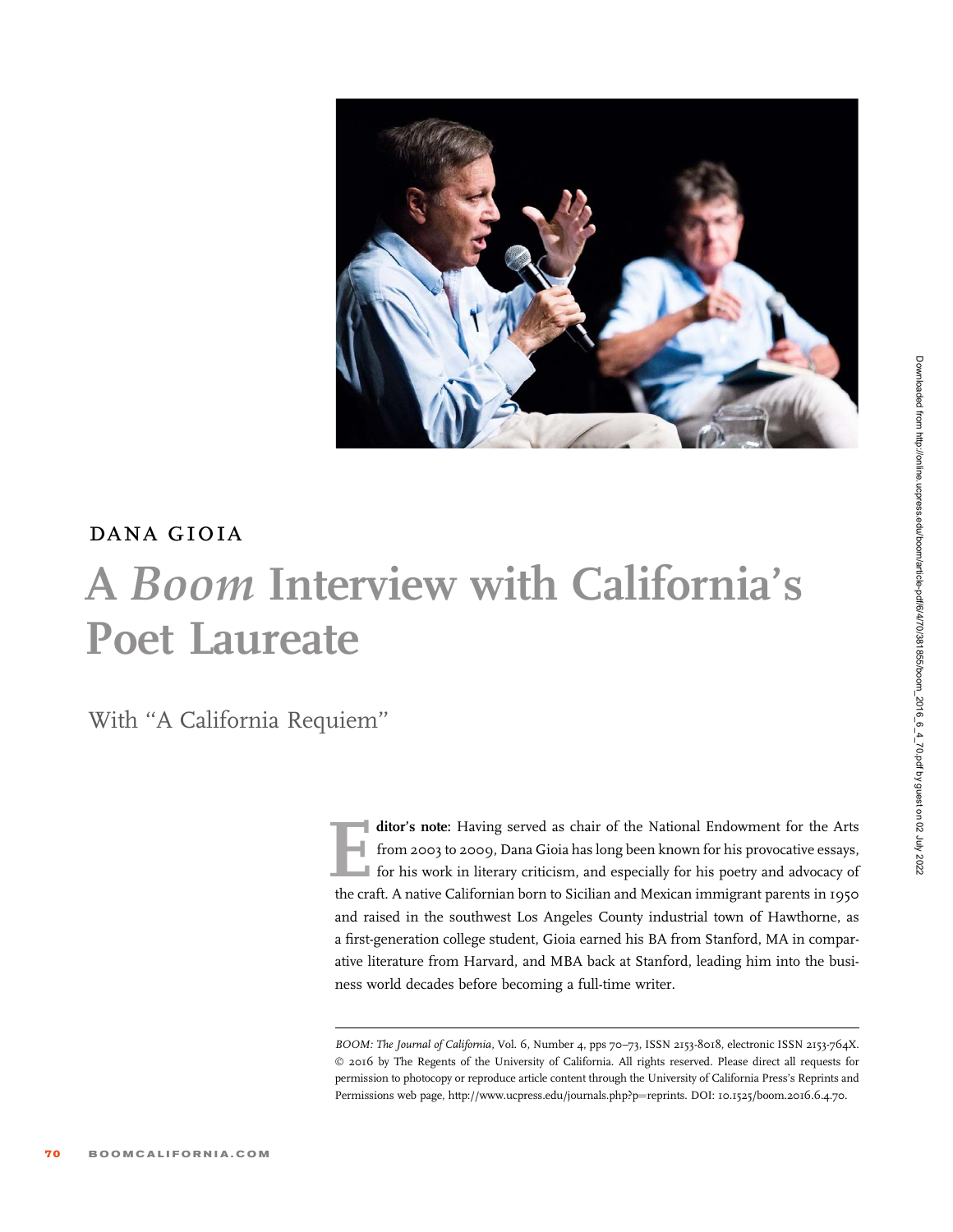DANA GIOIA

# A *Boom* Interview with California's Poet Laureate

With "A California Requiem"

**Editor's note:** Having served as chair of the National Endowment for the Arts from 2003 to 2009, Dana Gioia has long been known for his provocative essays, for his work in literary criticism, and especially for his poetry and advocacy of the craft. A native Californian born to Sicilian and Mexican immigrant parents in 1950 and raised in the southwest Los Angeles County industrial town of Hawthorne, as a first-generation college student, Gioia earned his BA from Stanford, MA in comparative literature from Harvard, and MBA back at Stanford, leading him into the business world decades before becoming a full-time writer.

*BOOM: The Journal of California*, Vol. 6, Number 4, pps 70–73, ISSN 2153-8018, electronic ISSN 2153-764X. © 2016 by The Regents of the University of California. All rights reserved. Please direct all requests for permission to photocopy or reproduce article content through the University of California Press's Reprints and Permissions web page, http://www.ucpress.edu/journals.php?p=reprints. DOI: 10.1525/boom.2016.6.4.70.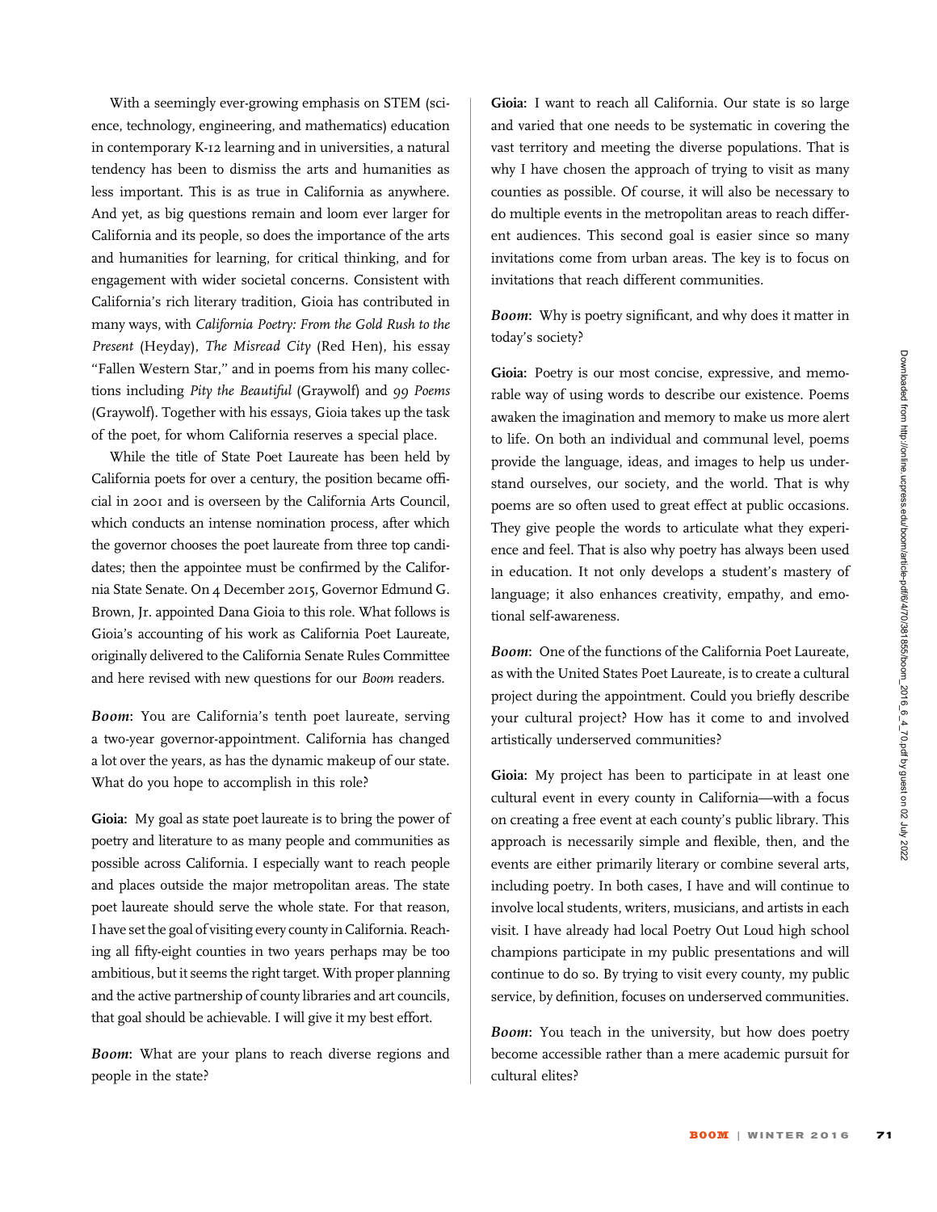With a seemingly ever-growing emphasis on STEM (science, technology, engineering, and mathematics) education in contemporary K-12 learning and in universities, a natural tendency has been to dismiss the arts and humanities as less important. This is as true in California as anywhere. And yet, as big questions remain and loom ever larger for California and its people, so does the importance of the arts and humanities for learning, for critical thinking, and for engagement with wider societal concerns. Consistent with California's rich literary tradition, Gioia has contributed in many ways, with *California Poetry: From the Gold Rush to the Present* (Heyday), *The Misread City* (Red Hen), his essay "Fallen Western Star," and in poems from his many collections including *Pity the Beautiful* (Graywolf) and *99 Poems* (Graywolf). Together with his essays, Gioia takes up the task of the poet, for whom California reserves a special place.

While the title of State Poet Laureate has been held by California poets for over a century, the position became official in 2001 and is overseen by the California Arts Council, which conducts an intense nomination process, after which the governor chooses the poet laureate from three top candidates; then the appointee must be confirmed by the California State Senate. On 4 December 2015, Governor Edmund G. Brown, Jr. appointed Dana Gioia to this role. What follows is Gioia's accounting of his work as California Poet Laureate, originally delivered to the California Senate Rules Committee and here revised with new questions for our *Boom* readers.

***Boom***: You are California's tenth poet laureate, serving a two-year governor-appointment. California has changed a lot over the years, as has the dynamic makeup of our state. What do you hope to accomplish in this role?

**Gioia:** My goal as state poet laureate is to bring the power of poetry and literature to as many people and communities as possible across California. I especially want to reach people and places outside the major metropolitan areas. The state poet laureate should serve the whole state. For that reason, I have set the goal of visiting every county in California. Reaching all fifty-eight counties in two years perhaps may be too ambitious, but it seems the right target. With proper planning and the active partnership of county libraries and art councils, that goal should be achievable. I will give it my best effort.

***Boom***: What are your plans to reach diverse regions and people in the state?

**Gioia:** I want to reach all California. Our state is so large and varied that one needs to be systematic in covering the vast territory and meeting the diverse populations. That is why I have chosen the approach of trying to visit as many counties as possible. Of course, it will also be necessary to do multiple events in the metropolitan areas to reach different audiences. This second goal is easier since so many invitations come from urban areas. The key is to focus on invitations that reach different communities.

***Boom***: Why is poetry significant, and why does it matter in today's society?

**Gioia:** Poetry is our most concise, expressive, and memorable way of using words to describe our existence. Poems awaken the imagination and memory to make us more alert to life. On both an individual and communal level, poems provide the language, ideas, and images to help us understand ourselves, our society, and the world. That is why poems are so often used to great effect at public occasions. They give people the words to articulate what they experience and feel. That is also why poetry has always been used in education. It not only develops a student's mastery of language; it also enhances creativity, empathy, and emotional self-awareness.

***Boom***: One of the functions of the California Poet Laureate, as with the United States Poet Laureate, is to create a cultural project during the appointment. Could you briefly describe your cultural project? How has it come to and involved artistically underserved communities?

**Gioia:** My project has been to participate in at least one cultural event in every county in California—with a focus on creating a free event at each county's public library. This approach is necessarily simple and flexible, then, and the events are either primarily literary or combine several arts, including poetry. In both cases, I have and will continue to involve local students, writers, musicians, and artists in each visit. I have already had local Poetry Out Loud high school champions participate in my public presentations and will continue to do so. By trying to visit every county, my public service, by definition, focuses on underserved communities.

***Boom***: You teach in the university, but how does poetry become accessible rather than a mere academic pursuit for cultural elites?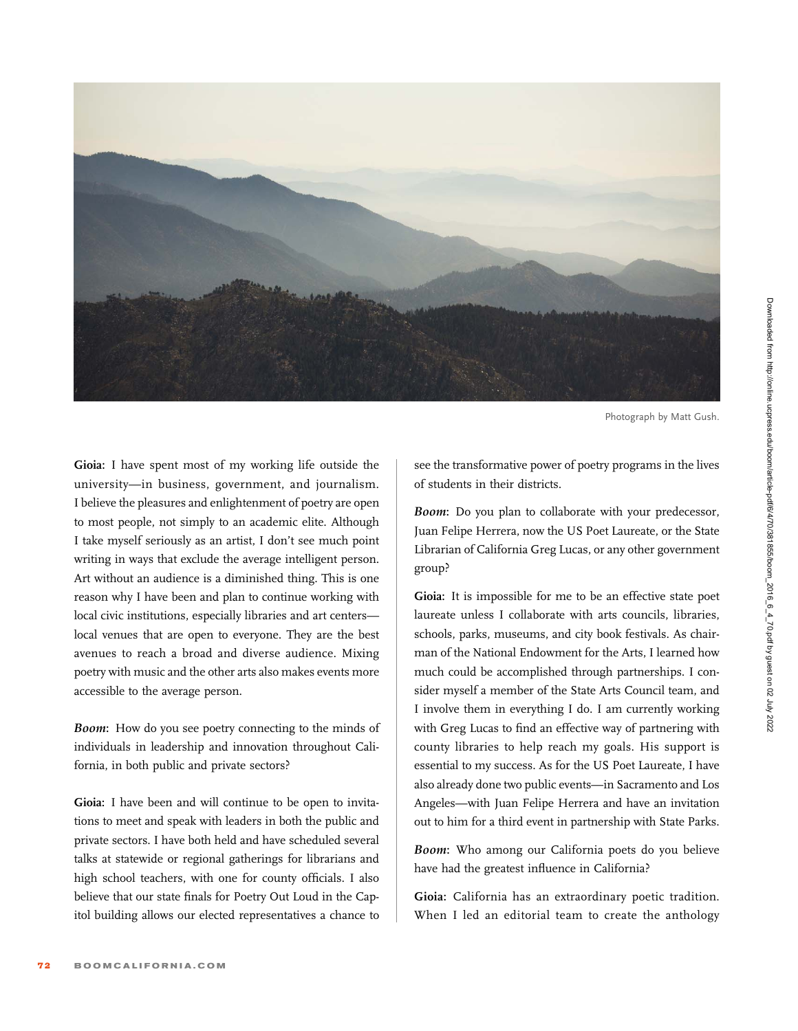Photograph by Matt Gush.

**Gioia:** I have spent most of my working life outside the university—in business, government, and journalism. I believe the pleasures and enlightenment of poetry are open to most people, not simply to an academic elite. Although I take myself seriously as an artist, I don't see much point writing in ways that exclude the average intelligent person. Art without an audience is a diminished thing. This is one reason why I have been and plan to continue working with local civic institutions, especially libraries and art centers—local venues that are open to everyone. They are the best avenues to reach a broad and diverse audience. Mixing poetry with music and the other arts also makes events more accessible to the average person.

***Boom*:** How do you see poetry connecting to the minds of individuals in leadership and innovation throughout California, in both public and private sectors?

**Gioia:** I have been and will continue to be open to invitations to meet and speak with leaders in both the public and private sectors. I have both held and have scheduled several talks at statewide or regional gatherings for librarians and high school teachers, with one for county officials. I also believe that our state finals for Poetry Out Loud in the Capitol building allows our elected representatives a chance to see the transformative power of poetry programs in the lives of students in their districts.

***Boom*:** Do you plan to collaborate with your predecessor, Juan Felipe Herrera, now the US Poet Laureate, or the State Librarian of California Greg Lucas, or any other government group?

**Gioia:** It is impossible for me to be an effective state poet laureate unless I collaborate with arts councils, libraries, schools, parks, museums, and city book festivals. As chairman of the National Endowment for the Arts, I learned how much could be accomplished through partnerships. I consider myself a member of the State Arts Council team, and I involve them in everything I do. I am currently working with Greg Lucas to find an effective way of partnering with county libraries to help reach my goals. His support is essential to my success. As for the US Poet Laureate, I have also already done two public events—in Sacramento and Los Angeles—with Juan Felipe Herrera and have an invitation out to him for a third event in partnership with State Parks.

***Boom*:** Who among our California poets do you believe have had the greatest influence in California?

**Gioia:** California has an extraordinary poetic tradition. When I led an editorial team to create the anthology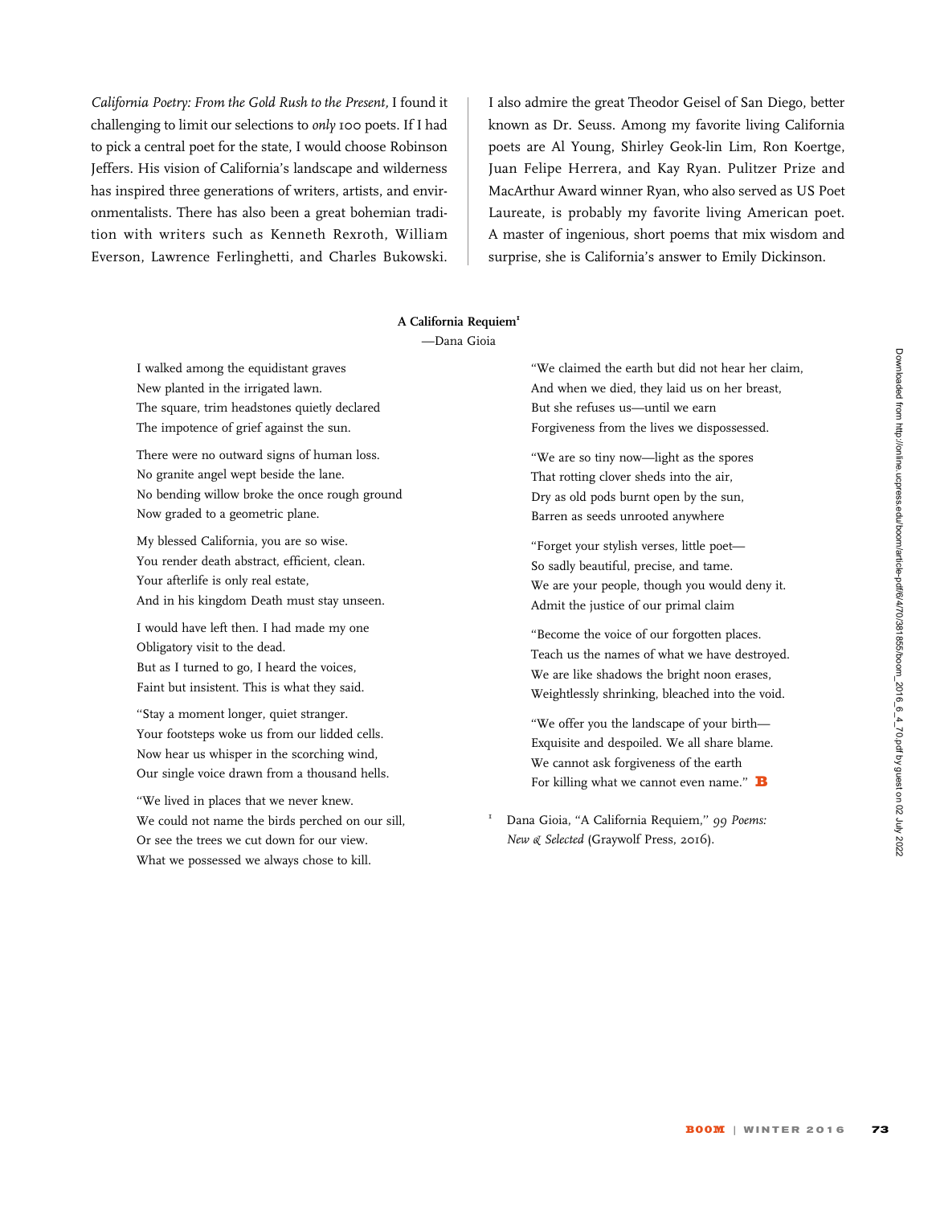*California Poetry: From the Gold Rush to the Present,* I found it challenging to limit our selections to *only* 100 poets. If I had to pick a central poet for the state, I would choose Robinson Jeffers. His vision of California's landscape and wilderness has inspired three generations of writers, artists, and environmentalists. There has also been a great bohemian tradition with writers such as Kenneth Rexroth, William Everson, Lawrence Ferlinghetti, and Charles Bukowski. I also admire the great Theodor Geisel of San Diego, better known as Dr. Seuss. Among my favorite living California poets are Al Young, Shirley Geok-lin Lim, Ron Koertge, Juan Felipe Herrera, and Kay Ryan. Pulitzer Prize and MacArthur Award winner Ryan, who also served as US Poet Laureate, is probably my favorite living American poet. A master of ingenious, short poems that mix wisdom and surprise, she is California's answer to Emily Dickinson.

**A California Requiem**[1]

—Dana Gioia

I walked among the equidistant graves  
New planted in the irrigated lawn.  
The square, trim headstones quietly declared  
The impotence of grief against the sun.

There were no outward signs of human loss.  
No granite angel wept beside the lane.  
No bending willow broke the once rough ground  
Now graded to a geometric plane.

My blessed California, you are so wise.  
You render death abstract, efficient, clean.  
Your afterlife is only real estate,  
And in his kingdom Death must stay unseen.

I would have left then. I had made my one  
Obligatory visit to the dead.  
But as I turned to go, I heard the voices,  
Faint but insistent. This is what they said.

"Stay a moment longer, quiet stranger.  
Your footsteps woke us from our lidded cells.  
Now hear us whisper in the scorching wind,  
Our single voice drawn from a thousand hells.

"We lived in places that we never knew.  
We could not name the birds perched on our sill,  
Or see the trees we cut down for our view.  
What we possessed we always chose to kill.

"We claimed the earth but did not hear her claim,  
And when we died, they laid us on her breast,  
But she refuses us—until we earn  
Forgiveness from the lives we dispossessed.

"We are so tiny now—light as the spores  
That rotting clover sheds into the air,  
Dry as old pods burnt open by the sun,  
Barren as seeds unrooted anywhere

"Forget your stylish verses, little poet—  
So sadly beautiful, precise, and tame.  
We are your people, though you would deny it.  
Admit the justice of our primal claim

"Become the voice of our forgotten places.  
Teach us the names of what we have destroyed.  
We are like shadows the bright noon erases,  
Weightlessly shrinking, bleached into the void.

"We offer you the landscape of your birth—  
Exquisite and despoiled. We all share blame.  
We cannot ask forgiveness of the earth  
For killing what we cannot even name." **B**

[1] Dana Gioia, "A California Requiem," *99 Poems: New & Selected* (Graywolf Press, 2016).